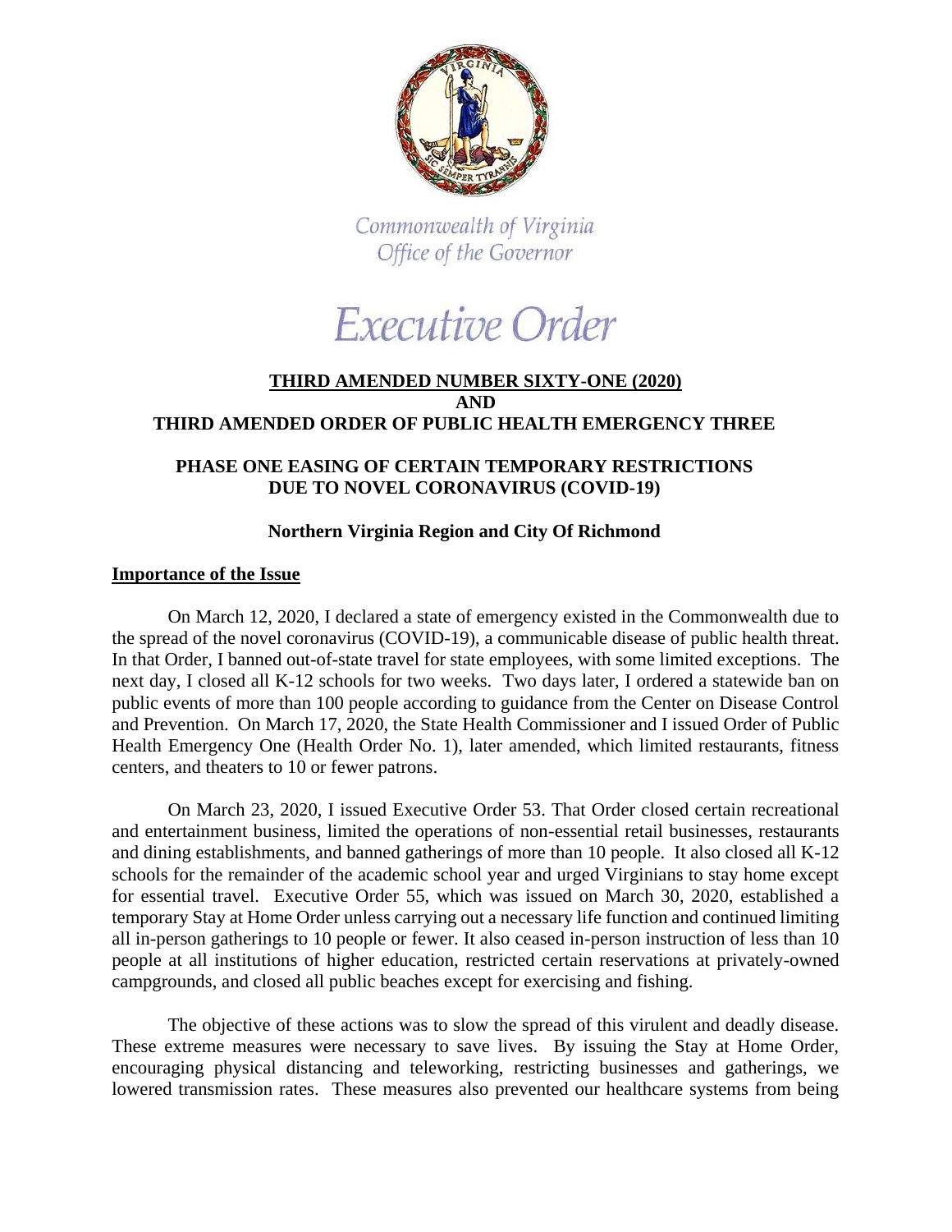Commonwealth of Virginia
Office of the Governor

# Executive Order

## THIRD AMENDED NUMBER SIXTY-ONE (2020) AND THIRD AMENDED ORDER OF PUBLIC HEALTH EMERGENCY THREE

## PHASE ONE EASING OF CERTAIN TEMPORARY RESTRICTIONS DUE TO NOVEL CORONAVIRUS (COVID-19)

### Northern Virginia Region and City Of Richmond

### Importance of the Issue

On March 12, 2020, I declared a state of emergency existed in the Commonwealth due to the spread of the novel coronavirus (COVID-19), a communicable disease of public health threat. In that Order, I banned out-of-state travel for state employees, with some limited exceptions. The next day, I closed all K-12 schools for two weeks. Two days later, I ordered a statewide ban on public events of more than 100 people according to guidance from the Center on Disease Control and Prevention. On March 17, 2020, the State Health Commissioner and I issued Order of Public Health Emergency One (Health Order No. 1), later amended, which limited restaurants, fitness centers, and theaters to 10 or fewer patrons.

On March 23, 2020, I issued Executive Order 53. That Order closed certain recreational and entertainment business, limited the operations of non-essential retail businesses, restaurants and dining establishments, and banned gatherings of more than 10 people. It also closed all K-12 schools for the remainder of the academic school year and urged Virginians to stay home except for essential travel. Executive Order 55, which was issued on March 30, 2020, established a temporary Stay at Home Order unless carrying out a necessary life function and continued limiting all in-person gatherings to 10 people or fewer. It also ceased in-person instruction of less than 10 people at all institutions of higher education, restricted certain reservations at privately-owned campgrounds, and closed all public beaches except for exercising and fishing.

The objective of these actions was to slow the spread of this virulent and deadly disease. These extreme measures were necessary to save lives. By issuing the Stay at Home Order, encouraging physical distancing and teleworking, restricting businesses and gatherings, we lowered transmission rates. These measures also prevented our healthcare systems from being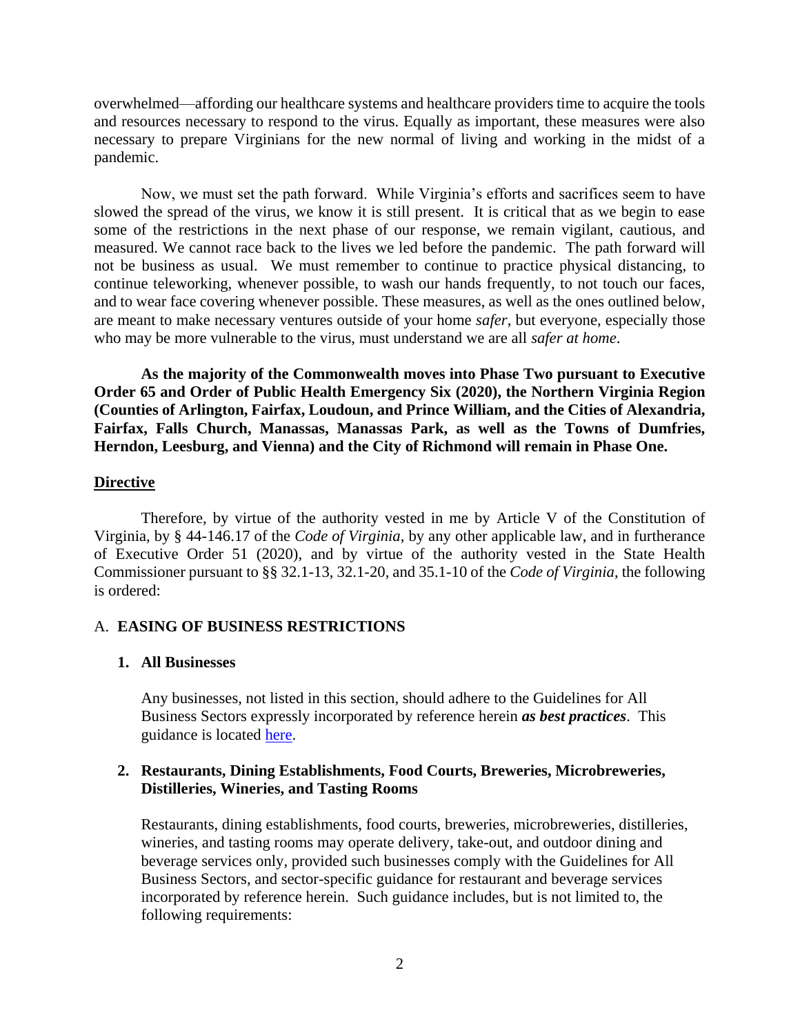overwhelmed—affording our healthcare systems and healthcare providers time to acquire the tools and resources necessary to respond to the virus. Equally as important, these measures were also necessary to prepare Virginians for the new normal of living and working in the midst of a pandemic.

Now, we must set the path forward. While Virginia's efforts and sacrifices seem to have slowed the spread of the virus, we know it is still present. It is critical that as we begin to ease some of the restrictions in the next phase of our response, we remain vigilant, cautious, and measured. We cannot race back to the lives we led before the pandemic. The path forward will not be business as usual. We must remember to continue to practice physical distancing, to continue teleworking, whenever possible, to wash our hands frequently, to not touch our faces, and to wear face covering whenever possible. These measures, as well as the ones outlined below, are meant to make necessary ventures outside of your home *safer*, but everyone, especially those who may be more vulnerable to the virus, must understand we are all *safer at home*.

**As the majority of the Commonwealth moves into Phase Two pursuant to Executive Order 65 and Order of Public Health Emergency Six (2020), the Northern Virginia Region (Counties of Arlington, Fairfax, Loudoun, and Prince William, and the Cities of Alexandria, Fairfax, Falls Church, Manassas, Manassas Park, as well as the Towns of Dumfries, Herndon, Leesburg, and Vienna) and the City of Richmond will remain in Phase One.**

## Directive

Therefore, by virtue of the authority vested in me by Article V of the Constitution of Virginia, by § 44-146.17 of the *Code of Virginia*, by any other applicable law, and in furtherance of Executive Order 51 (2020), and by virtue of the authority vested in the State Health Commissioner pursuant to §§ 32.1-13, 32.1-20, and 35.1-10 of the *Code of Virginia*, the following is ordered:

### A. EASING OF BUSINESS RESTRICTIONS

#### 1. All Businesses

Any businesses, not listed in this section, should adhere to the Guidelines for All Business Sectors expressly incorporated by reference herein ***as best practices***. This guidance is located here.

#### 2. Restaurants, Dining Establishments, Food Courts, Breweries, Microbreweries, Distilleries, Wineries, and Tasting Rooms

Restaurants, dining establishments, food courts, breweries, microbreweries, distilleries, wineries, and tasting rooms may operate delivery, take-out, and outdoor dining and beverage services only, provided such businesses comply with the Guidelines for All Business Sectors, and sector-specific guidance for restaurant and beverage services incorporated by reference herein. Such guidance includes, but is not limited to, the following requirements: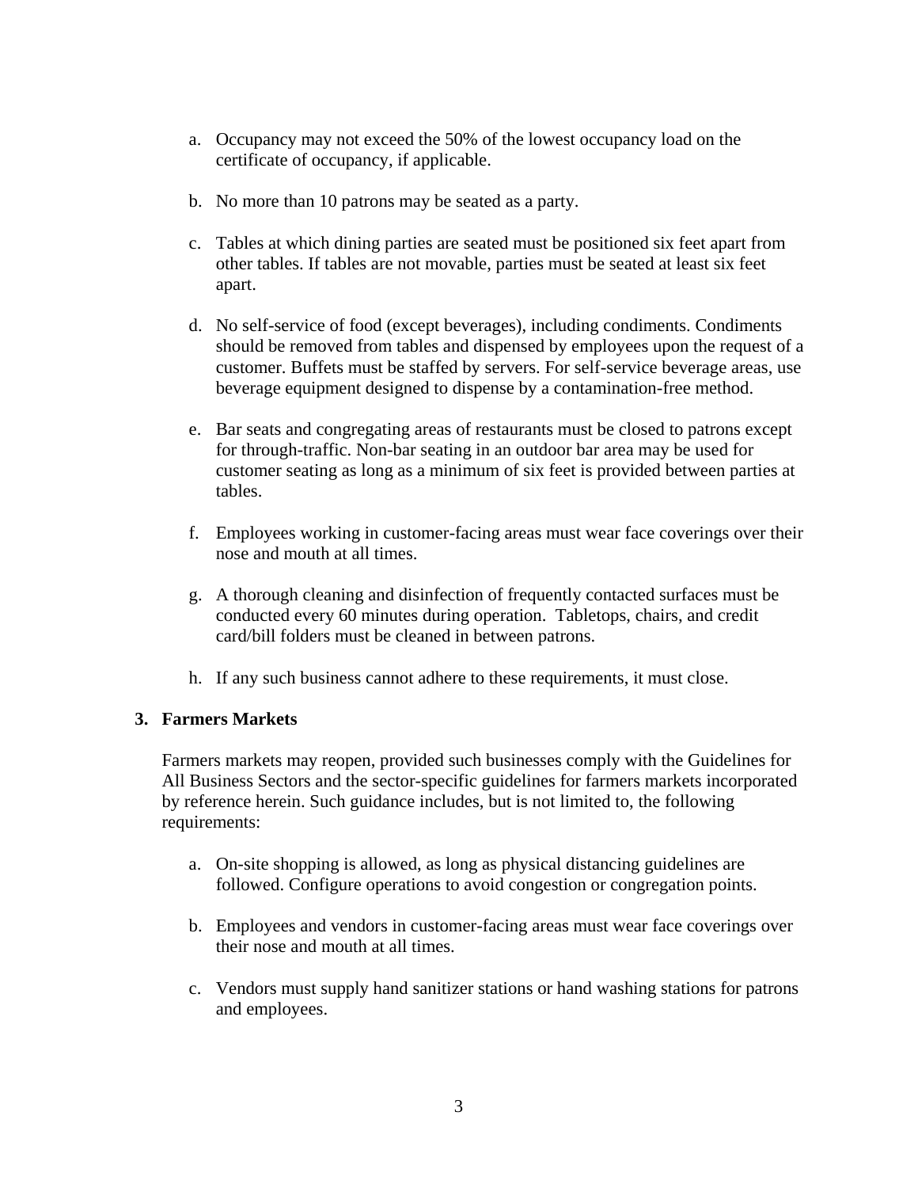a. Occupancy may not exceed the 50% of the lowest occupancy load on the certificate of occupancy, if applicable.

b. No more than 10 patrons may be seated as a party.

c. Tables at which dining parties are seated must be positioned six feet apart from other tables. If tables are not movable, parties must be seated at least six feet apart.

d. No self-service of food (except beverages), including condiments. Condiments should be removed from tables and dispensed by employees upon the request of a customer. Buffets must be staffed by servers. For self-service beverage areas, use beverage equipment designed to dispense by a contamination-free method.

e. Bar seats and congregating areas of restaurants must be closed to patrons except for through-traffic. Non-bar seating in an outdoor bar area may be used for customer seating as long as a minimum of six feet is provided between parties at tables.

f. Employees working in customer-facing areas must wear face coverings over their nose and mouth at all times.

g. A thorough cleaning and disinfection of frequently contacted surfaces must be conducted every 60 minutes during operation. Tabletops, chairs, and credit card/bill folders must be cleaned in between patrons.

h. If any such business cannot adhere to these requirements, it must close.

**3. Farmers Markets**

Farmers markets may reopen, provided such businesses comply with the Guidelines for All Business Sectors and the sector-specific guidelines for farmers markets incorporated by reference herein. Such guidance includes, but is not limited to, the following requirements:

a. On-site shopping is allowed, as long as physical distancing guidelines are followed. Configure operations to avoid congestion or congregation points.

b. Employees and vendors in customer-facing areas must wear face coverings over their nose and mouth at all times.

c. Vendors must supply hand sanitizer stations or hand washing stations for patrons and employees.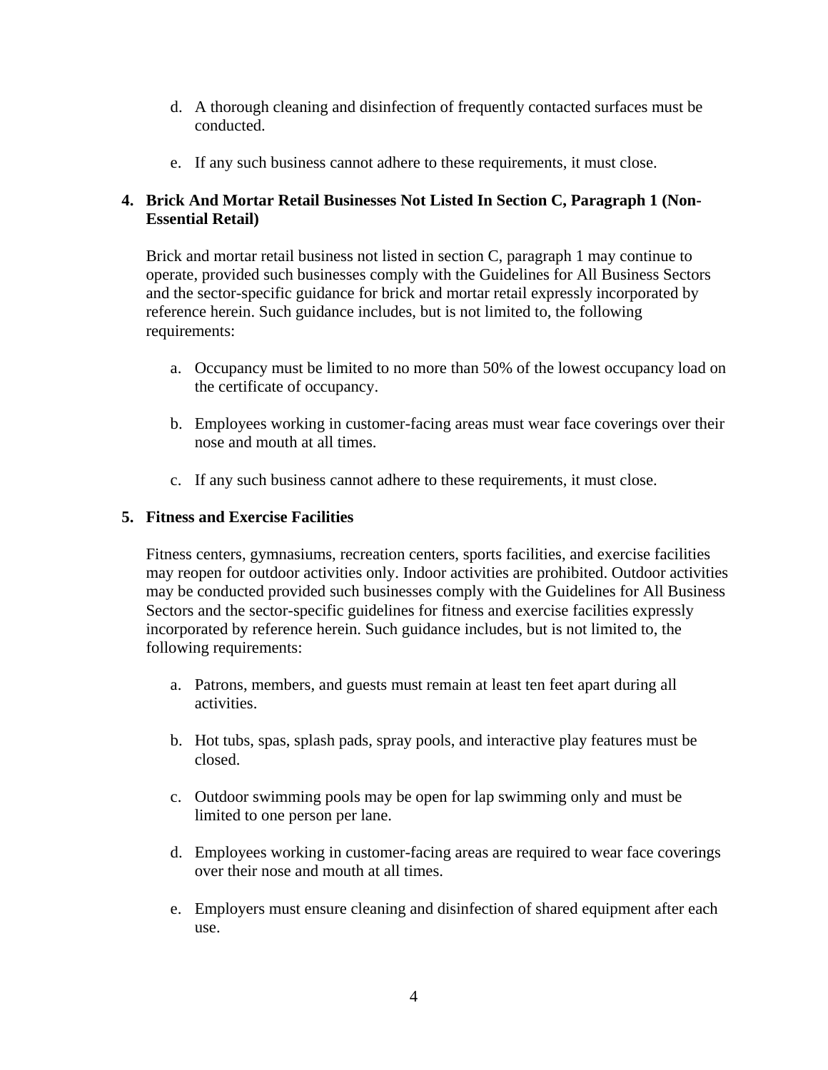d. A thorough cleaning and disinfection of frequently contacted surfaces must be conducted.

e. If any such business cannot adhere to these requirements, it must close.

**4. Brick And Mortar Retail Businesses Not Listed In Section C, Paragraph 1 (Non-Essential Retail)**

Brick and mortar retail business not listed in section C, paragraph 1 may continue to operate, provided such businesses comply with the Guidelines for All Business Sectors and the sector-specific guidance for brick and mortar retail expressly incorporated by reference herein. Such guidance includes, but is not limited to, the following requirements:

a. Occupancy must be limited to no more than 50% of the lowest occupancy load on the certificate of occupancy.

b. Employees working in customer-facing areas must wear face coverings over their nose and mouth at all times.

c. If any such business cannot adhere to these requirements, it must close.

**5. Fitness and Exercise Facilities**

Fitness centers, gymnasiums, recreation centers, sports facilities, and exercise facilities may reopen for outdoor activities only. Indoor activities are prohibited. Outdoor activities may be conducted provided such businesses comply with the Guidelines for All Business Sectors and the sector-specific guidelines for fitness and exercise facilities expressly incorporated by reference herein. Such guidance includes, but is not limited to, the following requirements:

a. Patrons, members, and guests must remain at least ten feet apart during all activities.

b. Hot tubs, spas, splash pads, spray pools, and interactive play features must be closed.

c. Outdoor swimming pools may be open for lap swimming only and must be limited to one person per lane.

d. Employees working in customer-facing areas are required to wear face coverings over their nose and mouth at all times.

e. Employers must ensure cleaning and disinfection of shared equipment after each use.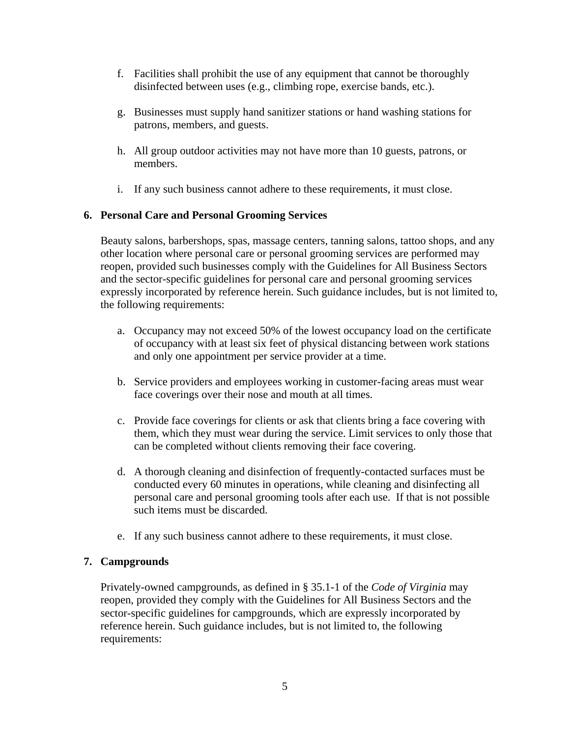f. Facilities shall prohibit the use of any equipment that cannot be thoroughly disinfected between uses (e.g., climbing rope, exercise bands, etc.).

g. Businesses must supply hand sanitizer stations or hand washing stations for patrons, members, and guests.

h. All group outdoor activities may not have more than 10 guests, patrons, or members.

i. If any such business cannot adhere to these requirements, it must close.

**6. Personal Care and Personal Grooming Services**

Beauty salons, barbershops, spas, massage centers, tanning salons, tattoo shops, and any other location where personal care or personal grooming services are performed may reopen, provided such businesses comply with the Guidelines for All Business Sectors and the sector-specific guidelines for personal care and personal grooming services expressly incorporated by reference herein. Such guidance includes, but is not limited to, the following requirements:

a. Occupancy may not exceed 50% of the lowest occupancy load on the certificate of occupancy with at least six feet of physical distancing between work stations and only one appointment per service provider at a time.

b. Service providers and employees working in customer-facing areas must wear face coverings over their nose and mouth at all times.

c. Provide face coverings for clients or ask that clients bring a face covering with them, which they must wear during the service. Limit services to only those that can be completed without clients removing their face covering.

d. A thorough cleaning and disinfection of frequently-contacted surfaces must be conducted every 60 minutes in operations, while cleaning and disinfecting all personal care and personal grooming tools after each use. If that is not possible such items must be discarded.

e. If any such business cannot adhere to these requirements, it must close.

**7. Campgrounds**

Privately-owned campgrounds, as defined in § 35.1-1 of the *Code of Virginia* may reopen, provided they comply with the Guidelines for All Business Sectors and the sector-specific guidelines for campgrounds, which are expressly incorporated by reference herein. Such guidance includes, but is not limited to, the following requirements: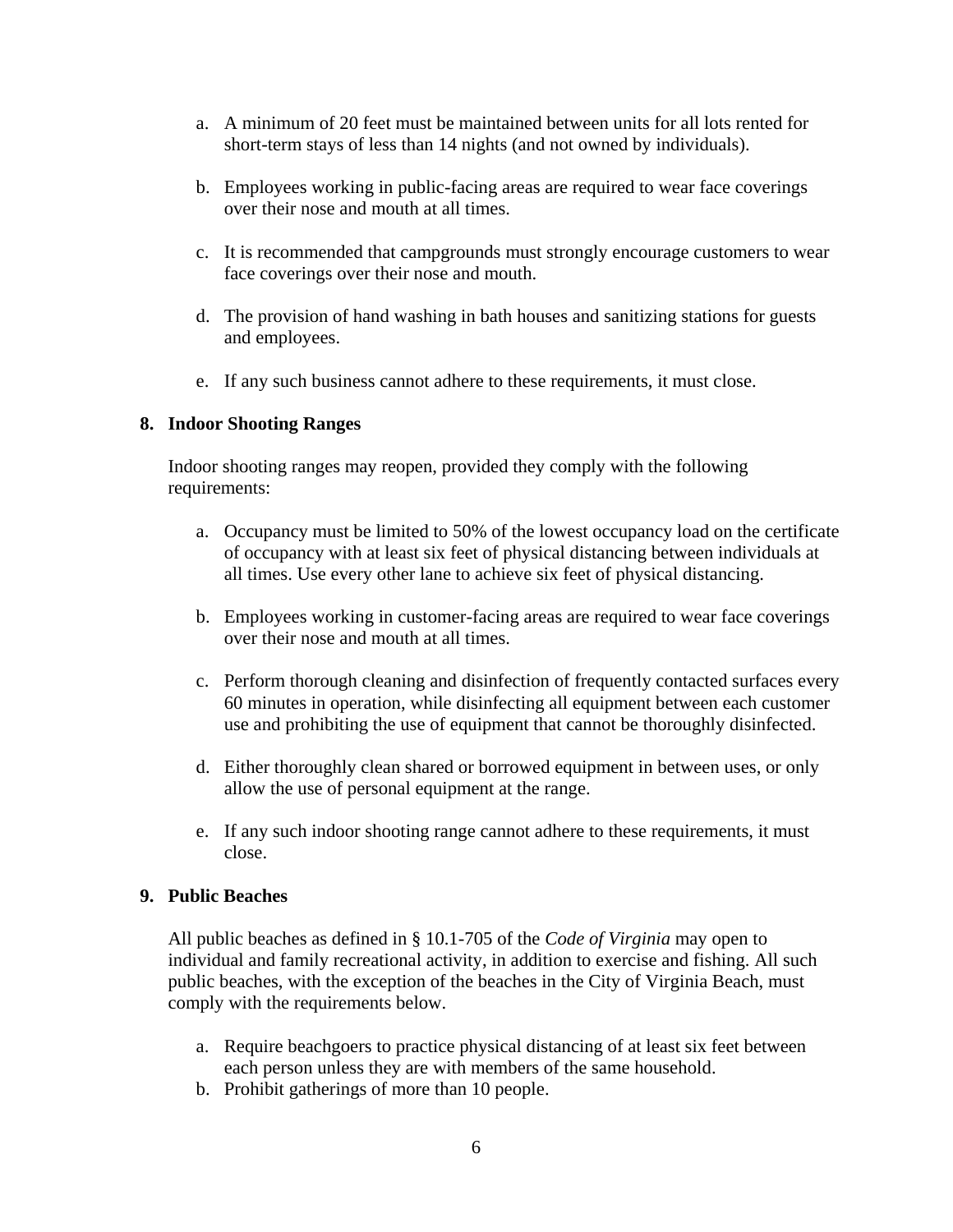a. A minimum of 20 feet must be maintained between units for all lots rented for short-term stays of less than 14 nights (and not owned by individuals).

b. Employees working in public-facing areas are required to wear face coverings over their nose and mouth at all times.

c. It is recommended that campgrounds must strongly encourage customers to wear face coverings over their nose and mouth.

d. The provision of hand washing in bath houses and sanitizing stations for guests and employees.

e. If any such business cannot adhere to these requirements, it must close.

**8. Indoor Shooting Ranges**

Indoor shooting ranges may reopen, provided they comply with the following requirements:

a. Occupancy must be limited to 50% of the lowest occupancy load on the certificate of occupancy with at least six feet of physical distancing between individuals at all times. Use every other lane to achieve six feet of physical distancing.

b. Employees working in customer-facing areas are required to wear face coverings over their nose and mouth at all times.

c. Perform thorough cleaning and disinfection of frequently contacted surfaces every 60 minutes in operation, while disinfecting all equipment between each customer use and prohibiting the use of equipment that cannot be thoroughly disinfected.

d. Either thoroughly clean shared or borrowed equipment in between uses, or only allow the use of personal equipment at the range.

e. If any such indoor shooting range cannot adhere to these requirements, it must close.

**9. Public Beaches**

All public beaches as defined in § 10.1-705 of the *Code of Virginia* may open to individual and family recreational activity, in addition to exercise and fishing. All such public beaches, with the exception of the beaches in the City of Virginia Beach, must comply with the requirements below.

a. Require beachgoers to practice physical distancing of at least six feet between each person unless they are with members of the same household.
b. Prohibit gatherings of more than 10 people.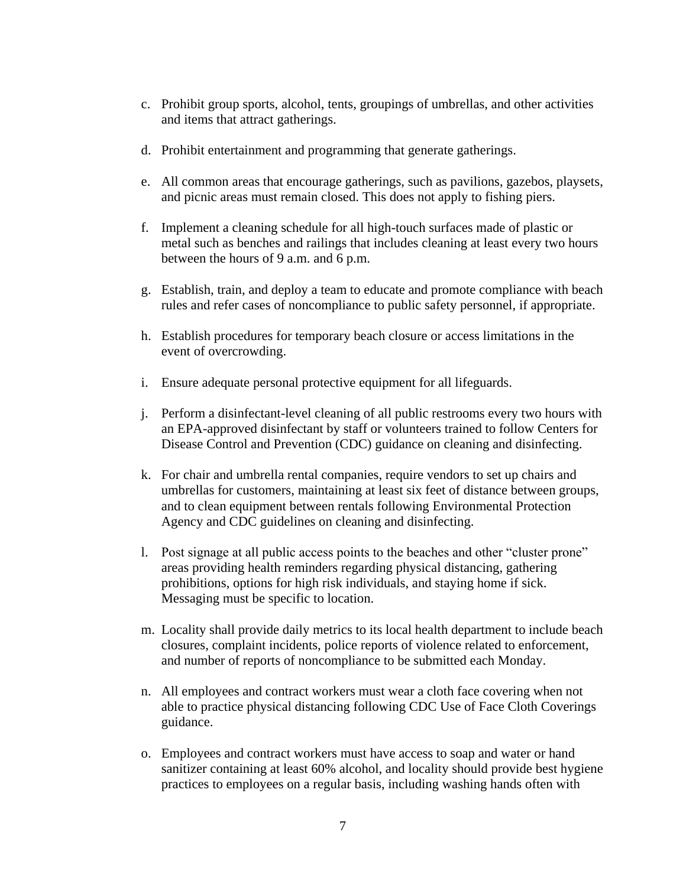c. Prohibit group sports, alcohol, tents, groupings of umbrellas, and other activities and items that attract gatherings.

d. Prohibit entertainment and programming that generate gatherings.

e. All common areas that encourage gatherings, such as pavilions, gazebos, playsets, and picnic areas must remain closed. This does not apply to fishing piers.

f. Implement a cleaning schedule for all high-touch surfaces made of plastic or metal such as benches and railings that includes cleaning at least every two hours between the hours of 9 a.m. and 6 p.m.

g. Establish, train, and deploy a team to educate and promote compliance with beach rules and refer cases of noncompliance to public safety personnel, if appropriate.

h. Establish procedures for temporary beach closure or access limitations in the event of overcrowding.

i. Ensure adequate personal protective equipment for all lifeguards.

j. Perform a disinfectant-level cleaning of all public restrooms every two hours with an EPA-approved disinfectant by staff or volunteers trained to follow Centers for Disease Control and Prevention (CDC) guidance on cleaning and disinfecting.

k. For chair and umbrella rental companies, require vendors to set up chairs and umbrellas for customers, maintaining at least six feet of distance between groups, and to clean equipment between rentals following Environmental Protection Agency and CDC guidelines on cleaning and disinfecting.

l. Post signage at all public access points to the beaches and other "cluster prone" areas providing health reminders regarding physical distancing, gathering prohibitions, options for high risk individuals, and staying home if sick. Messaging must be specific to location.

m. Locality shall provide daily metrics to its local health department to include beach closures, complaint incidents, police reports of violence related to enforcement, and number of reports of noncompliance to be submitted each Monday.

n. All employees and contract workers must wear a cloth face covering when not able to practice physical distancing following CDC Use of Face Cloth Coverings guidance.

o. Employees and contract workers must have access to soap and water or hand sanitizer containing at least 60% alcohol, and locality should provide best hygiene practices to employees on a regular basis, including washing hands often with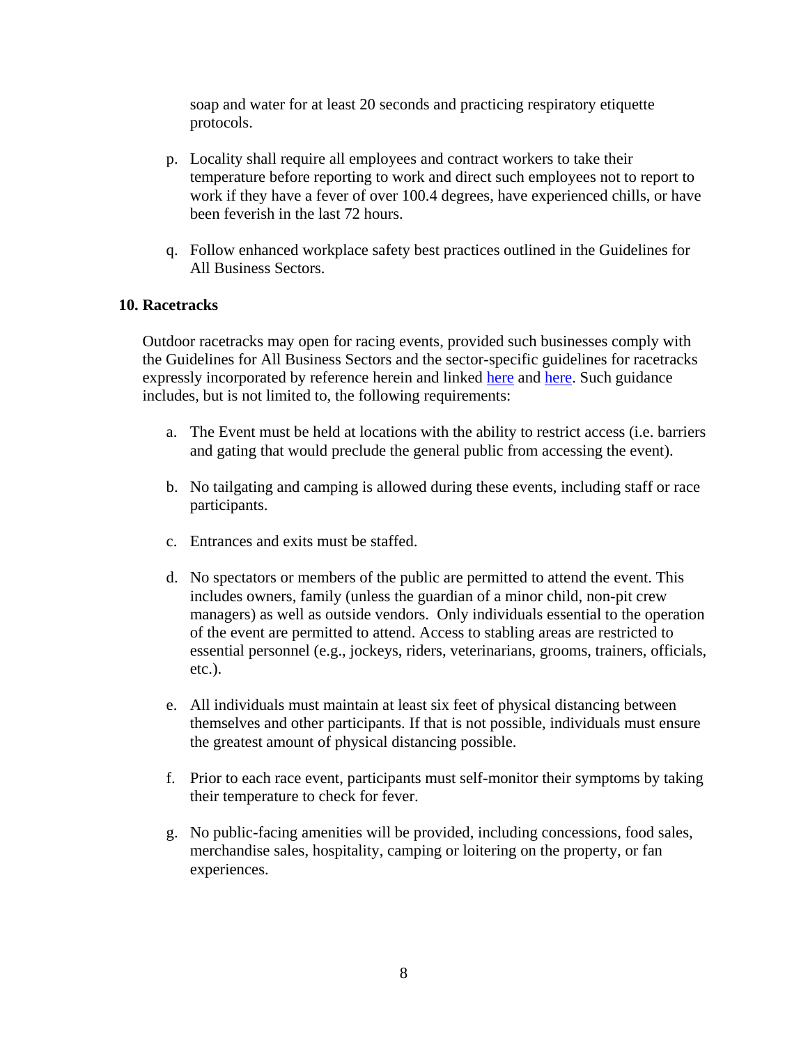soap and water for at least 20 seconds and practicing respiratory etiquette protocols.

p. Locality shall require all employees and contract workers to take their temperature before reporting to work and direct such employees not to report to work if they have a fever of over 100.4 degrees, have experienced chills, or have been feverish in the last 72 hours.

q. Follow enhanced workplace safety best practices outlined in the Guidelines for All Business Sectors.

**10. Racetracks**

Outdoor racetracks may open for racing events, provided such businesses comply with the Guidelines for All Business Sectors and the sector-specific guidelines for racetracks expressly incorporated by reference herein and linked here and here. Such guidance includes, but is not limited to, the following requirements:

a. The Event must be held at locations with the ability to restrict access (i.e. barriers and gating that would preclude the general public from accessing the event).

b. No tailgating and camping is allowed during these events, including staff or race participants.

c. Entrances and exits must be staffed.

d. No spectators or members of the public are permitted to attend the event. This includes owners, family (unless the guardian of a minor child, non-pit crew managers) as well as outside vendors. Only individuals essential to the operation of the event are permitted to attend. Access to stabling areas are restricted to essential personnel (e.g., jockeys, riders, veterinarians, grooms, trainers, officials, etc.).

e. All individuals must maintain at least six feet of physical distancing between themselves and other participants. If that is not possible, individuals must ensure the greatest amount of physical distancing possible.

f. Prior to each race event, participants must self-monitor their symptoms by taking their temperature to check for fever.

g. No public-facing amenities will be provided, including concessions, food sales, merchandise sales, hospitality, camping or loitering on the property, or fan experiences.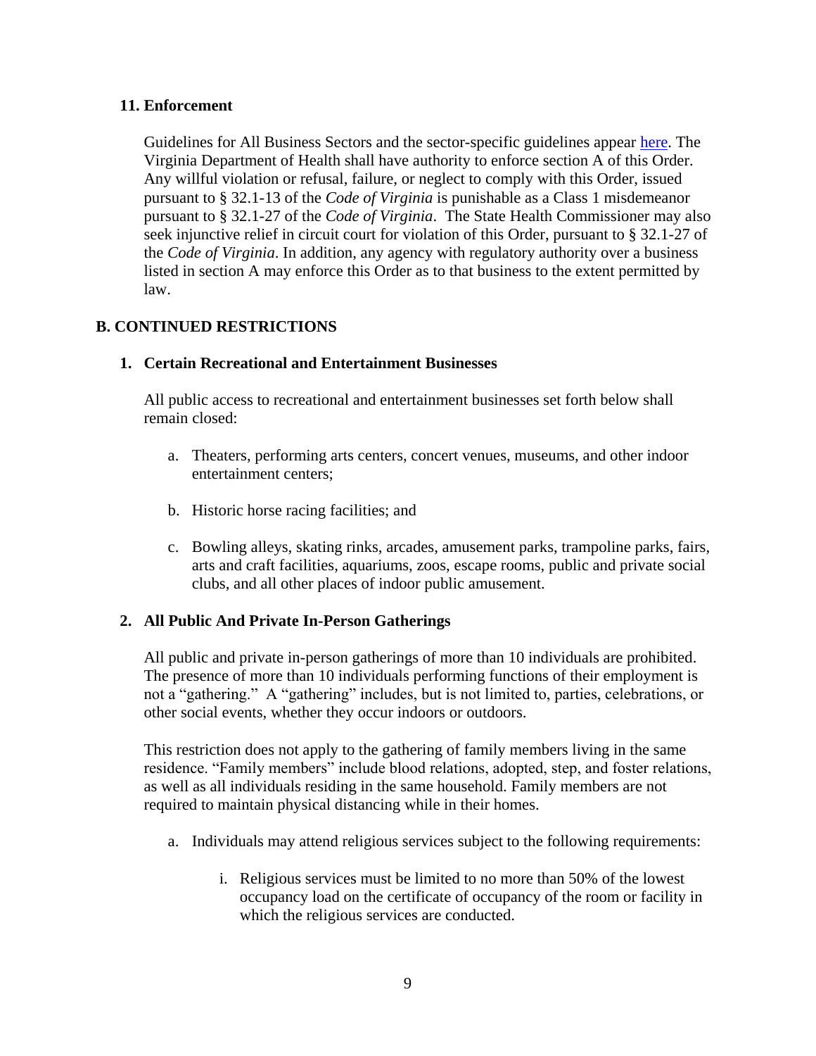### 11. Enforcement

Guidelines for All Business Sectors and the sector-specific guidelines appear [here](). The Virginia Department of Health shall have authority to enforce section A of this Order. Any willful violation or refusal, failure, or neglect to comply with this Order, issued pursuant to § 32.1-13 of the *Code of Virginia* is punishable as a Class 1 misdemeanor pursuant to § 32.1-27 of the *Code of Virginia*. The State Health Commissioner may also seek injunctive relief in circuit court for violation of this Order, pursuant to § 32.1-27 of the *Code of Virginia*. In addition, any agency with regulatory authority over a business listed in section A may enforce this Order as to that business to the extent permitted by law.

## B. CONTINUED RESTRICTIONS

### 1. Certain Recreational and Entertainment Businesses

All public access to recreational and entertainment businesses set forth below shall remain closed:

a. Theaters, performing arts centers, concert venues, museums, and other indoor entertainment centers;

b. Historic horse racing facilities; and

c. Bowling alleys, skating rinks, arcades, amusement parks, trampoline parks, fairs, arts and craft facilities, aquariums, zoos, escape rooms, public and private social clubs, and all other places of indoor public amusement.

### 2. All Public And Private In-Person Gatherings

All public and private in-person gatherings of more than 10 individuals are prohibited. The presence of more than 10 individuals performing functions of their employment is not a "gathering." A "gathering" includes, but is not limited to, parties, celebrations, or other social events, whether they occur indoors or outdoors.

This restriction does not apply to the gathering of family members living in the same residence. "Family members" include blood relations, adopted, step, and foster relations, as well as all individuals residing in the same household. Family members are not required to maintain physical distancing while in their homes.

a. Individuals may attend religious services subject to the following requirements:

   i. Religious services must be limited to no more than 50% of the lowest occupancy load on the certificate of occupancy of the room or facility in which the religious services are conducted.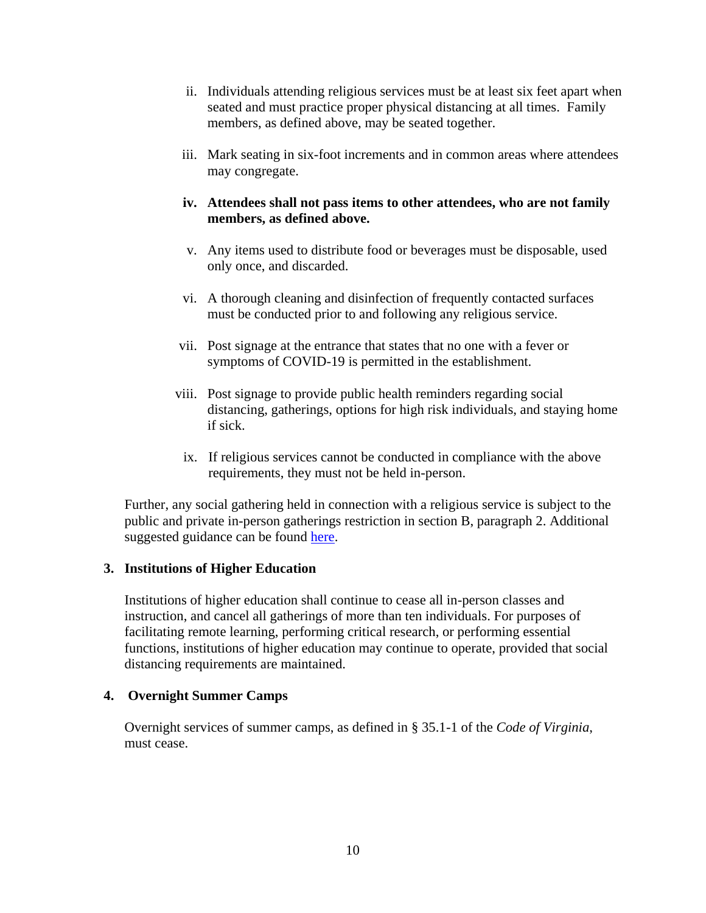ii. Individuals attending religious services must be at least six feet apart when seated and must practice proper physical distancing at all times. Family members, as defined above, may be seated together.

iii. Mark seating in six-foot increments and in common areas where attendees may congregate.

**iv. Attendees shall not pass items to other attendees, who are not family members, as defined above.**

v. Any items used to distribute food or beverages must be disposable, used only once, and discarded.

vi. A thorough cleaning and disinfection of frequently contacted surfaces must be conducted prior to and following any religious service.

vii. Post signage at the entrance that states that no one with a fever or symptoms of COVID-19 is permitted in the establishment.

viii. Post signage to provide public health reminders regarding social distancing, gatherings, options for high risk individuals, and staying home if sick.

ix. If religious services cannot be conducted in compliance with the above requirements, they must not be held in-person.

Further, any social gathering held in connection with a religious service is subject to the public and private in-person gatherings restriction in section B, paragraph 2. Additional suggested guidance can be found here.

**3. Institutions of Higher Education**

Institutions of higher education shall continue to cease all in-person classes and instruction, and cancel all gatherings of more than ten individuals. For purposes of facilitating remote learning, performing critical research, or performing essential functions, institutions of higher education may continue to operate, provided that social distancing requirements are maintained.

**4. Overnight Summer Camps**

Overnight services of summer camps, as defined in § 35.1-1 of the *Code of Virginia*, must cease.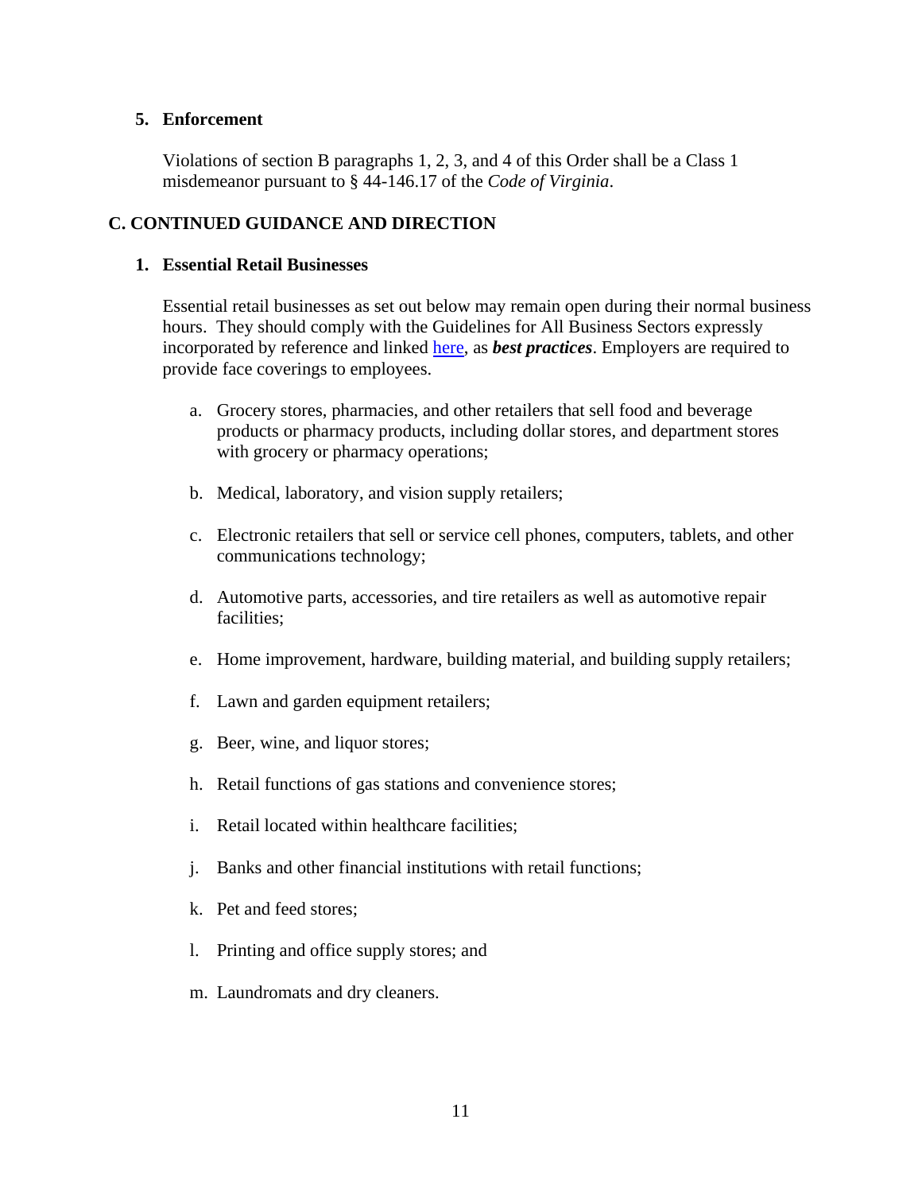### 5. Enforcement

Violations of section B paragraphs 1, 2, 3, and 4 of this Order shall be a Class 1 misdemeanor pursuant to § 44-146.17 of the *Code of Virginia*.

## C. CONTINUED GUIDANCE AND DIRECTION

### 1. Essential Retail Businesses

Essential retail businesses as set out below may remain open during their normal business hours. They should comply with the Guidelines for All Business Sectors expressly incorporated by reference and linked here, as ***best practices***. Employers are required to provide face coverings to employees.

a. Grocery stores, pharmacies, and other retailers that sell food and beverage products or pharmacy products, including dollar stores, and department stores with grocery or pharmacy operations;

b. Medical, laboratory, and vision supply retailers;

c. Electronic retailers that sell or service cell phones, computers, tablets, and other communications technology;

d. Automotive parts, accessories, and tire retailers as well as automotive repair facilities;

e. Home improvement, hardware, building material, and building supply retailers;

f. Lawn and garden equipment retailers;

g. Beer, wine, and liquor stores;

h. Retail functions of gas stations and convenience stores;

i. Retail located within healthcare facilities;

j. Banks and other financial institutions with retail functions;

k. Pet and feed stores;

l. Printing and office supply stores; and

m. Laundromats and dry cleaners.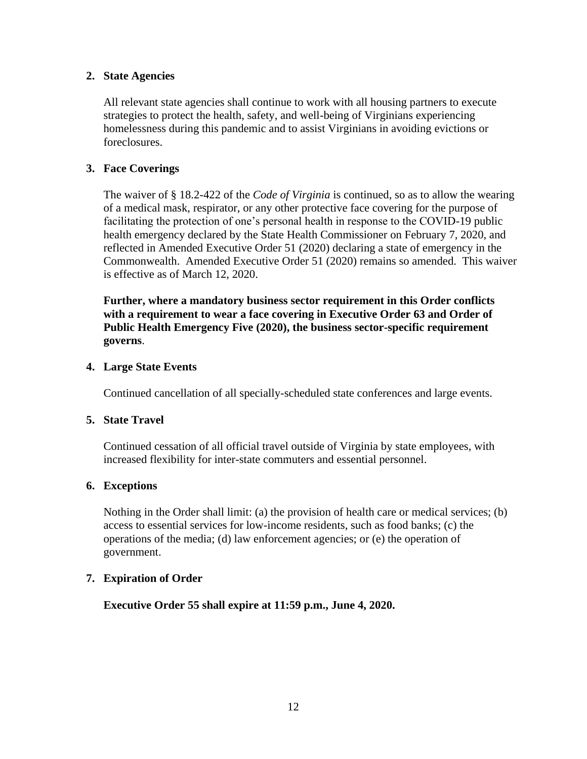**2. State Agencies**

All relevant state agencies shall continue to work with all housing partners to execute strategies to protect the health, safety, and well-being of Virginians experiencing homelessness during this pandemic and to assist Virginians in avoiding evictions or foreclosures.

**3. Face Coverings**

The waiver of § 18.2-422 of the *Code of Virginia* is continued, so as to allow the wearing of a medical mask, respirator, or any other protective face covering for the purpose of facilitating the protection of one's personal health in response to the COVID-19 public health emergency declared by the State Health Commissioner on February 7, 2020, and reflected in Amended Executive Order 51 (2020) declaring a state of emergency in the Commonwealth. Amended Executive Order 51 (2020) remains so amended. This waiver is effective as of March 12, 2020.

**Further, where a mandatory business sector requirement in this Order conflicts with a requirement to wear a face covering in Executive Order 63 and Order of Public Health Emergency Five (2020), the business sector-specific requirement governs**.

**4. Large State Events**

Continued cancellation of all specially-scheduled state conferences and large events.

**5. State Travel**

Continued cessation of all official travel outside of Virginia by state employees, with increased flexibility for inter-state commuters and essential personnel.

**6. Exceptions**

Nothing in the Order shall limit: (a) the provision of health care or medical services; (b) access to essential services for low-income residents, such as food banks; (c) the operations of the media; (d) law enforcement agencies; or (e) the operation of government.

**7. Expiration of Order**

**Executive Order 55 shall expire at 11:59 p.m., June 4, 2020.**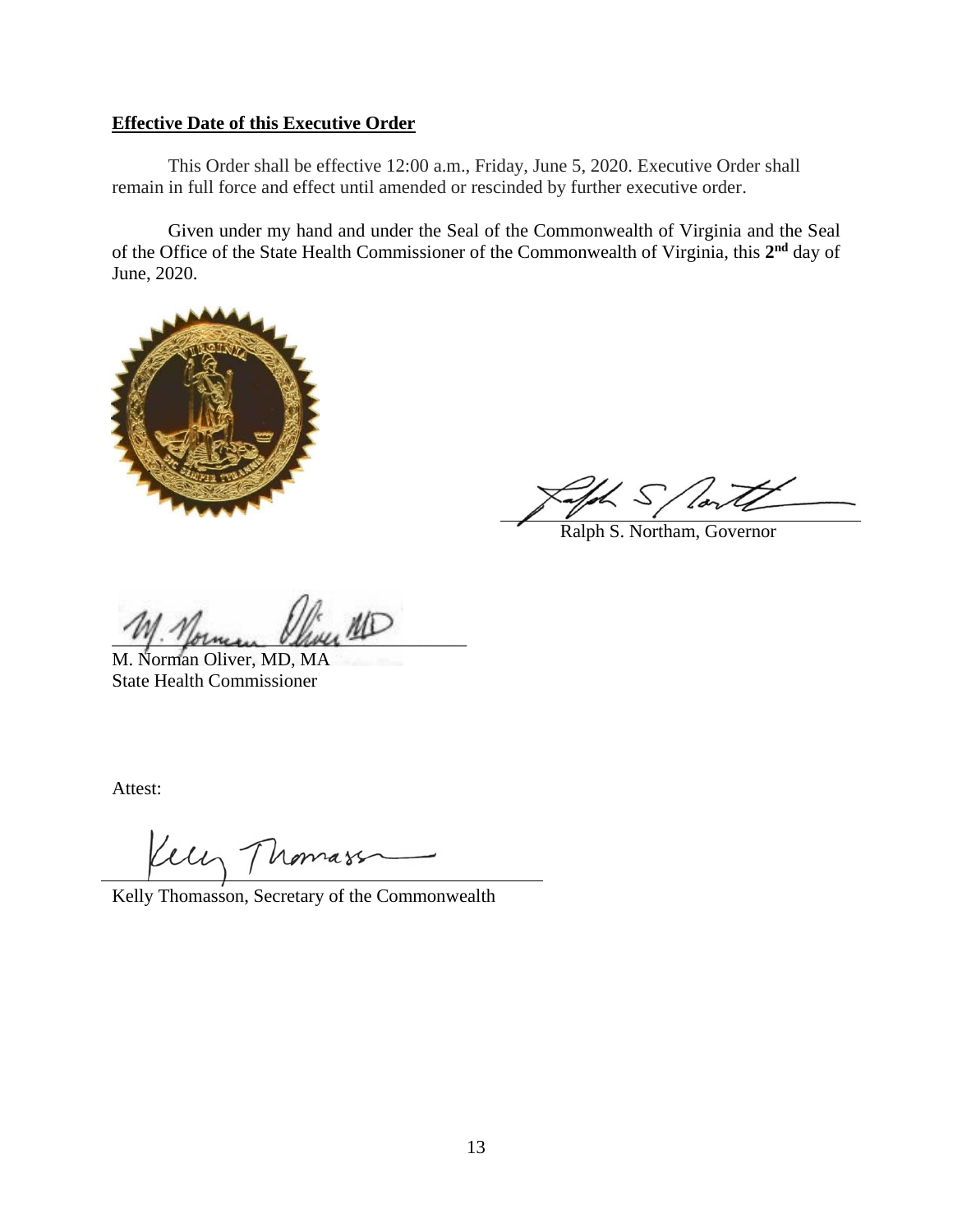**Effective Date of this Executive Order**

This Order shall be effective 12:00 a.m., Friday, June 5, 2020. Executive Order shall remain in full force and effect until amended or rescinded by further executive order.

Given under my hand and under the Seal of the Commonwealth of Virginia and the Seal of the Office of the State Health Commissioner of the Commonwealth of Virginia, this **2nd** day of June, 2020.

Ralph S. Northam, Governor

M. Norman Oliver, MD, MA
State Health Commissioner

Attest:

Kelly Thomasson, Secretary of the Commonwealth